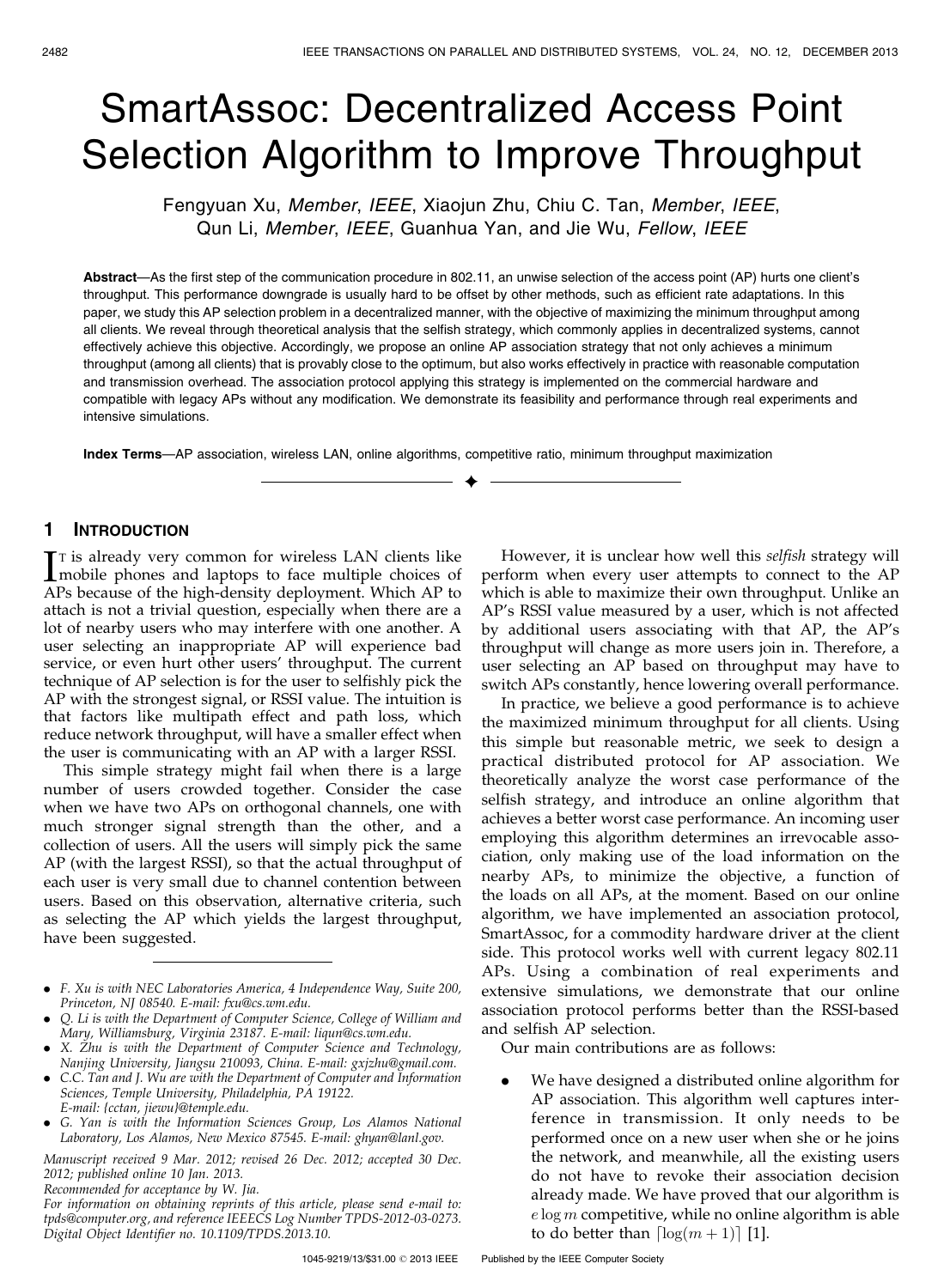# SmartAssoc: Decentralized Access Point Selection Algorithm to Improve Throughput

Fengyuan Xu, *Member*, *IEEE*, Xiaojun Zhu, Chiu C. Tan, *Member*, *IEEE*, Qun Li, *Member*, *IEEE*, Guanhua Yan, and Jie Wu, *Fellow*, *IEEE*

**Abstract**—As the first step of the communication procedure in 802.11, an unwise selection of the access point (AP) hurts one client's throughput. This performance downgrade is usually hard to be offset by other methods, such as efficient rate adaptations. In this paper, we study this AP selection problem in a decentralized manner, with the objective of maximizing the minimum throughput among all clients. We reveal through theoretical analysis that the selfish strategy, which commonly applies in decentralized systems, cannot effectively achieve this objective. Accordingly, we propose an online AP association strategy that not only achieves a minimum throughput (among all clients) that is provably close to the optimum, but also works effectively in practice with reasonable computation and transmission overhead. The association protocol applying this strategy is implemented on the commercial hardware and compatible with legacy APs without any modification. We demonstrate its feasibility and performance through real experiments and intensive simulations.

**Index Terms**—AP association, wireless LAN, online algorithms, competitive ratio, minimum throughput maximization

## 1 Introduction

It is already very common for wireless LAN clients like mobile phones and laptops to face multiple choices of APs because of the high-density deployment. Which AP to attach is not a trivial question, especially when there are a lot of nearby users who may interfere with one another. A user selecting an inappropriate AP will experience bad service, or even hurt other users' throughput. The current technique of AP selection is for the user to selfishly pick the AP with the strongest signal, or RSSI value. The intuition is that factors like multipath effect and path loss, which reduce network throughput, will have a smaller effect when the user is communicating with an AP with a larger RSSI.

This simple strategy might fail when there is a large number of users crowded together. Consider the case when we have two APs on orthogonal channels, one with much stronger signal strength than the other, and a collection of users. All the users will simply pick the same AP (with the largest RSSI), so that the actual throughput of each user is very small due to channel contention between users. Based on this observation, alternative criteria, such as selecting the AP which yields the largest throughput, have been suggested.

- F. Xu is with NEC Laboratories America, 4 Independence Way, Suite 200, Princeton, NJ 08540. E-mail: fxu@cs.wm.edu.
- Q. Li is with the Department of Computer Science, College of William and Mary, Williamsburg, Virginia 23187. E-mail: liqun@cs.wm.edu.
- X. Zhu is with the Department of Computer Science and Technology, Nanjing University, Jiangsu 210093, China. E-mail: gxjzhu@gmail.com.
- C.C. Tan and J. Wu are with the Department of Computer and Information Sciences, Temple University, Philadelphia, PA 19122. E-mail: {cctan, jiewu}@temple.edu.
- G. Yan is with the Information Sciences Group, Los Alamos National Laboratory, Los Alamos, New Mexico 87545. E-mail: ghyan@lanl.gov.

Manuscript received 9 Mar. 2012; revised 26 Dec. 2012; accepted 30 Dec. 2012; published online 10 Jan. 2013.
Recommended for acceptance by W. Jia.
For information on obtaining reprints of this article, please send e-mail to: tpds@computer.org, and reference IEEECS Log Number TPDS-2012-03-0273.
Digital Object Identifier no. 10.1109/TPDS.2013.10.

However, it is unclear how well this *selfish* strategy will perform when every user attempts to connect to the AP which is able to maximize their own throughput. Unlike an AP's RSSI value measured by a user, which is not affected by additional users associating with that AP, the AP's throughput will change as more users join in. Therefore, a user selecting an AP based on throughput may have to switch APs constantly, hence lowering overall performance.

In practice, we believe a good performance is to achieve the maximized minimum throughput for all clients. Using this simple but reasonable metric, we seek to design a practical distributed protocol for AP association. We theoretically analyze the worst case performance of the selfish strategy, and introduce an online algorithm that achieves a better worst case performance. An incoming user employing this algorithm determines an irrevocable association, only making use of the load information on the nearby APs, to minimize the objective, a function of the loads on all APs, at the moment. Based on our online algorithm, we have implemented an association protocol, SmartAssoc, for a commodity hardware driver at the client side. This protocol works well with current legacy 802.11 APs. Using a combination of real experiments and extensive simulations, we demonstrate that our online association protocol performs better than the RSSI-based and selfish AP selection.

Our main contributions are as follows:

- We have designed a distributed online algorithm for AP association. This algorithm well captures interference in transmission. It only needs to be performed once on a new user when she or he joins the network, and meanwhile, all the existing users do not have to revoke their association decision already made. We have proved that our algorithm is $e \log m$ competitive, while no online algorithm is able to do better than $\lceil \log(m+1) \rceil$ [1].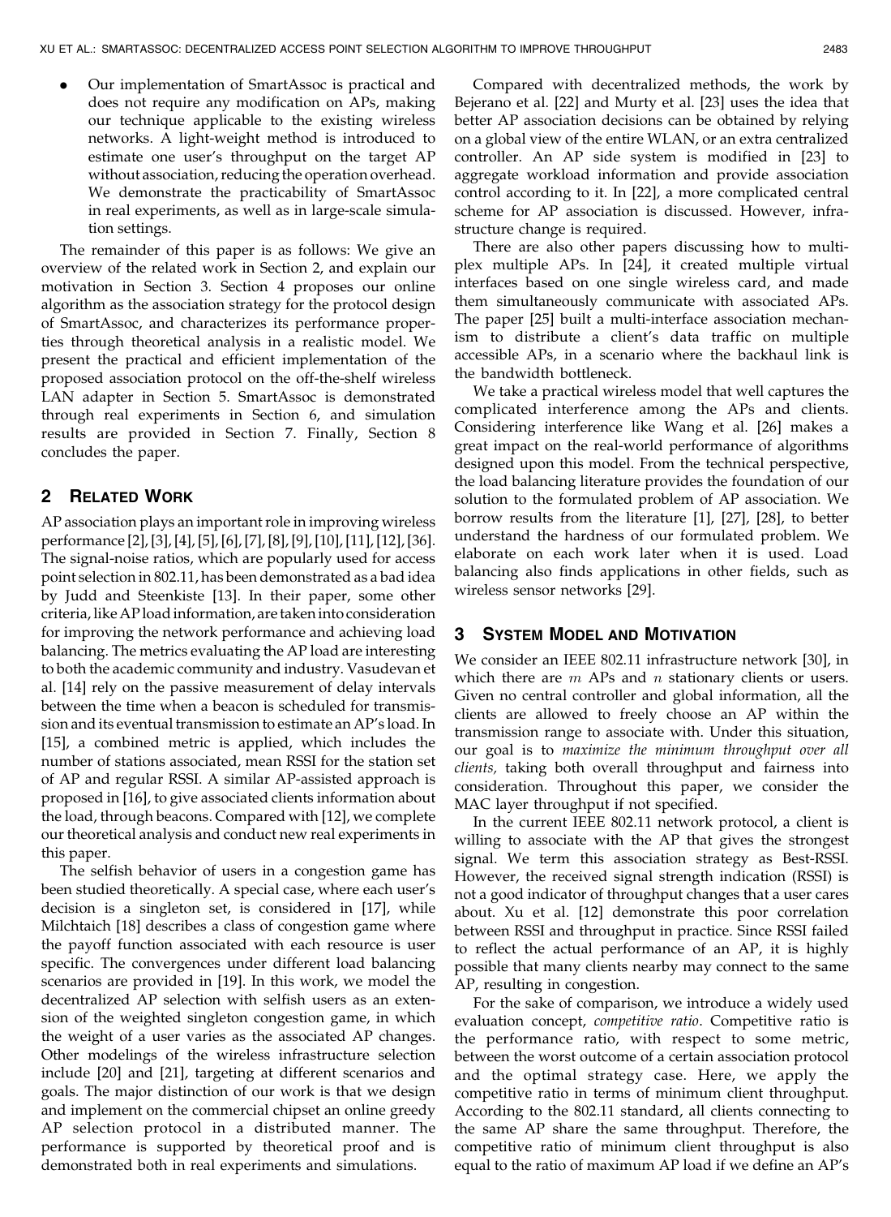- Our implementation of SmartAssoc is practical and does not require any modification on APs, making our technique applicable to the existing wireless networks. A light-weight method is introduced to estimate one user's throughput on the target AP without association, reducing the operation overhead. We demonstrate the practicability of SmartAssoc in real experiments, as well as in large-scale simulation settings.

The remainder of this paper is as follows: We give an overview of the related work in Section 2, and explain our motivation in Section 3. Section 4 proposes our online algorithm as the association strategy for the protocol design of SmartAssoc, and characterizes its performance properties through theoretical analysis in a realistic model. We present the practical and efficient implementation of the proposed association protocol on the off-the-shelf wireless LAN adapter in Section 5. SmartAssoc is demonstrated through real experiments in Section 6, and simulation results are provided in Section 7. Finally, Section 8 concludes the paper.

## 2 Related Work

AP association plays an important role in improving wireless performance [2], [3], [4], [5], [6], [7], [8], [9], [10], [11], [12], [36]. The signal-noise ratios, which are popularly used for access point selection in 802.11, has been demonstrated as a bad idea by Judd and Steenkiste [13]. In their paper, some other criteria, like AP load information, are taken into consideration for improving the network performance and achieving load balancing. The metrics evaluating the AP load are interesting to both the academic community and industry. Vasudevan et al. [14] rely on the passive measurement of delay intervals between the time when a beacon is scheduled for transmission and its eventual transmission to estimate an AP's load. In [15], a combined metric is applied, which includes the number of stations associated, mean RSSI for the station set of AP and regular RSSI. A similar AP-assisted approach is proposed in [16], to give associated clients information about the load, through beacons. Compared with [12], we complete our theoretical analysis and conduct new real experiments in this paper.

The selfish behavior of users in a congestion game has been studied theoretically. A special case, where each user's decision is a singleton set, is considered in [17], while Milchtaich [18] describes a class of congestion game where the payoff function associated with each resource is user specific. The convergences under different load balancing scenarios are provided in [19]. In this work, we model the decentralized AP selection with selfish users as an extension of the weighted singleton congestion game, in which the weight of a user varies as the associated AP changes. Other modelings of the wireless infrastructure selection include [20] and [21], targeting at different scenarios and goals. The major distinction of our work is that we design and implement on the commercial chipset an online greedy AP selection protocol in a distributed manner. The performance is supported by theoretical proof and is demonstrated both in real experiments and simulations.

Compared with decentralized methods, the work by Bejerano et al. [22] and Murty et al. [23] uses the idea that better AP association decisions can be obtained by relying on a global view of the entire WLAN, or an extra centralized controller. An AP side system is modified in [23] to aggregate workload information and provide association control according to it. In [22], a more complicated central scheme for AP association is discussed. However, infrastructure change is required.

There are also other papers discussing how to multiplex multiple APs. In [24], it created multiple virtual interfaces based on one single wireless card, and made them simultaneously communicate with associated APs. The paper [25] built a multi-interface association mechanism to distribute a client's data traffic on multiple accessible APs, in a scenario where the backhaul link is the bandwidth bottleneck.

We take a practical wireless model that well captures the complicated interference among the APs and clients. Considering interference like Wang et al. [26] makes a great impact on the real-world performance of algorithms designed upon this model. From the technical perspective, the load balancing literature provides the foundation of our solution to the formulated problem of AP association. We borrow results from the literature [1], [27], [28], to better understand the hardness of our formulated problem. We elaborate on each work later when it is used. Load balancing also finds applications in other fields, such as wireless sensor networks [29].

## 3 System Model and Motivation

We consider an IEEE 802.11 infrastructure network [30], in which there are $m$ APs and $n$ stationary clients or users. Given no central controller and global information, all the clients are allowed to freely choose an AP within the transmission range to associate with. Under this situation, our goal is to *maximize the minimum throughput over all clients*, taking both overall throughput and fairness into consideration. Throughout this paper, we consider the MAC layer throughput if not specified.

In the current IEEE 802.11 network protocol, a client is willing to associate with the AP that gives the strongest signal. We term this association strategy as Best-RSSI. However, the received signal strength indication (RSSI) is not a good indicator of throughput changes that a user cares about. Xu et al. [12] demonstrate this poor correlation between RSSI and throughput in practice. Since RSSI failed to reflect the actual performance of an AP, it is highly possible that many clients nearby may connect to the same AP, resulting in congestion.

For the sake of comparison, we introduce a widely used evaluation concept, *competitive ratio*. Competitive ratio is the performance ratio, with respect to some metric, between the worst outcome of a certain association protocol and the optimal strategy case. Here, we apply the competitive ratio in terms of minimum client throughput. According to the 802.11 standard, all clients connecting to the same AP share the same throughput. Therefore, the competitive ratio of minimum client throughput is also equal to the ratio of maximum AP load if we define an AP's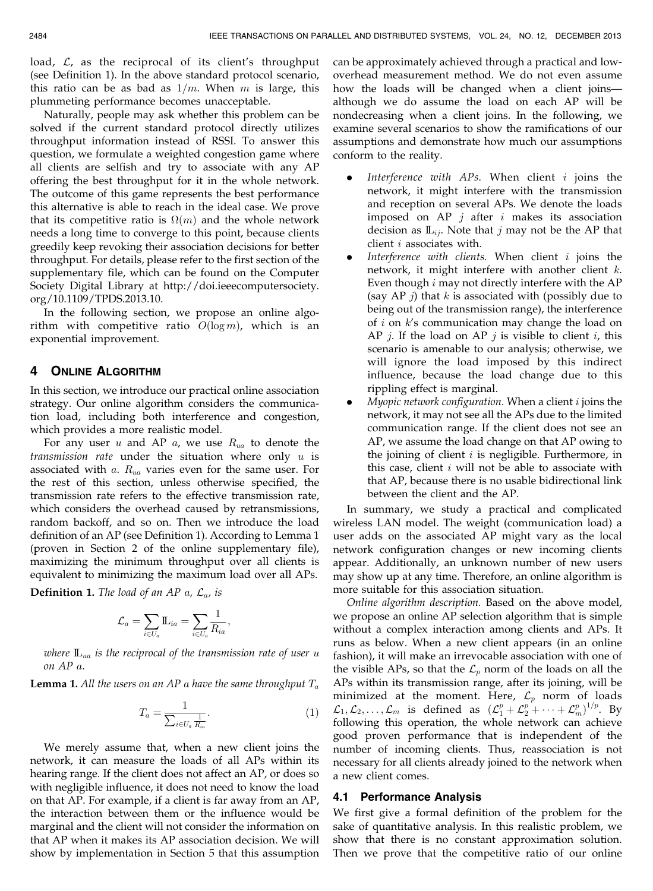load, $\mathcal{L}$, as the reciprocal of its client's throughput (see Definition 1). In the above standard protocol scenario, this ratio can be as bad as $1/m$. When $m$ is large, this plummeting performance becomes unacceptable.

Naturally, people may ask whether this problem can be solved if the current standard protocol directly utilizes throughput information instead of RSSI. To answer this question, we formulate a weighted congestion game where all clients are selfish and try to associate with any AP offering the best throughput for it in the whole network. The outcome of this game represents the best performance this alternative is able to reach in the ideal case. We prove that its competitive ratio is $\Omega(m)$ and the whole network needs a long time to converge to this point, because clients greedily keep revoking their association decisions for better throughput. For details, please refer to the first section of the supplementary file, which can be found on the Computer Society Digital Library at http://doi.ieeecomputersociety.org/10.1109/TPDS.2013.10.

In the following section, we propose an online algorithm with competitive ratio $O(\log m)$, which is an exponential improvement.

## 4 Online Algorithm

In this section, we introduce our practical online association strategy. Our online algorithm considers the communication load, including both interference and congestion, which provides a more realistic model.

For any user $u$ and AP $a$, we use $R_{ua}$ to denote the *transmission rate* under the situation where only $u$ is associated with $a$. $R_{ua}$ varies even for the same user. For the rest of this section, unless otherwise specified, the transmission rate refers to the effective transmission rate, which considers the overhead caused by retransmissions, random backoff, and so on. Then we introduce the load definition of an AP (see Definition 1). According to Lemma 1 (proven in Section 2 of the online supplementary file), maximizing the minimum throughput over all clients is equivalent to minimizing the maximum load over all APs.

**Definition 1.** *The load of an AP $a$, $\mathcal{L}_a$, is*

$$\mathcal{L}_a = \sum_{i \in U_a} \mathbb{L}_{ia} = \sum_{i \in U_a} \frac{1}{R_{ia}},$$

*where $\mathbb{L}_{ua}$ is the reciprocal of the transmission rate of user $u$ on AP $a$.*

**Lemma 1.** *All the users on an AP $a$ have the same throughput $T_a$*

$$T_a = \frac{1}{\sum_{i \in U_a} \frac{1}{R_{ia}}}. \tag{1}$$

We merely assume that, when a new client joins the network, it can measure the loads of all APs within its hearing range. If the client does not affect an AP, or does so with negligible influence, it does not need to know the load on that AP. For example, if a client is far away from an AP, the interaction between them or the influence would be marginal and the client will not consider the information on that AP when it makes its AP association decision. We will show by implementation in Section 5 that this assumption can be approximately achieved through a practical and low-overhead measurement method. We do not even assume how the loads will be changed when a client joins—although we do assume the load on each AP will be nondecreasing when a client joins. In the following, we examine several scenarios to show the ramifications of our assumptions and demonstrate how much our assumptions conform to the reality.

- *Interference with APs.* When client $i$ joins the network, it might interfere with the transmission and reception on several APs. We denote the loads imposed on AP $j$ after $i$ makes its association decision as $\mathbb{L}_{ij}$. Note that $j$ may not be the AP that client $i$ associates with.
- *Interference with clients.* When client $i$ joins the network, it might interfere with another client $k$. Even though $i$ may not directly interfere with the AP (say AP $j$) that $k$ is associated with (possibly due to being out of the transmission range), the interference of $i$ on $k$'s communication may change the load on AP $j$. If the load on AP $j$ is visible to client $i$, this scenario is amenable to our analysis; otherwise, we will ignore the load imposed by this indirect influence, because the load change due to this rippling effect is marginal.
- *Myopic network configuration.* When a client $i$ joins the network, it may not see all the APs due to the limited communication range. If the client does not see an AP, we assume the load change on that AP owing to the joining of client $i$ is negligible. Furthermore, in this case, client $i$ will not be able to associate with that AP, because there is no usable bidirectional link between the client and the AP.

In summary, we study a practical and complicated wireless LAN model. The weight (communication load) a user adds on the associated AP might vary as the local network configuration changes or new incoming clients appear. Additionally, an unknown number of new users may show up at any time. Therefore, an online algorithm is more suitable for this association situation.

*Online algorithm description.* Based on the above model, we propose an online AP selection algorithm that is simple without a complex interaction among clients and APs. It runs as below. When a new client appears (in an online fashion), it will make an irrevocable association with one of the visible APs, so that the $\mathcal{L}_p$ norm of the loads on all the APs within its transmission range, after its joining, will be minimized at the moment. Here, $\mathcal{L}_p$ norm of loads $\mathcal{L}_1, \mathcal{L}_2, \ldots, \mathcal{L}_m$ is defined as $(\mathcal{L}_1^p + \mathcal{L}_2^p + \cdots + \mathcal{L}_m^p)^{1/p}$. By following this operation, the whole network can achieve good proven performance that is independent of the number of incoming clients. Thus, reassociation is not necessary for all clients already joined to the network when a new client comes.

### 4.1 Performance Analysis

We first give a formal definition of the problem for the sake of quantitative analysis. In this realistic problem, we show that there is no constant approximation solution. Then we prove that the competitive ratio of our online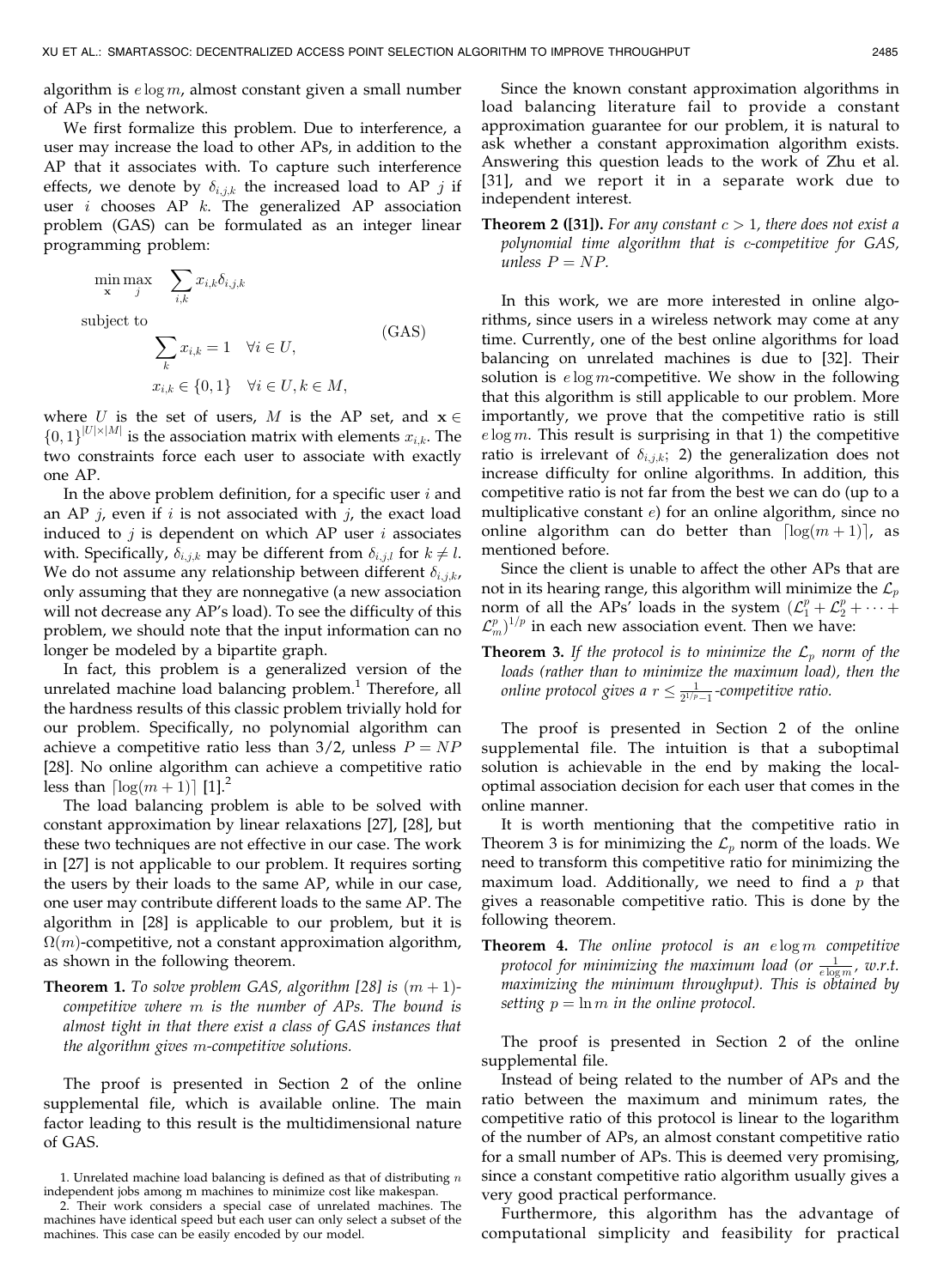algorithm is $e \log m$, almost constant given a small number of APs in the network.

We first formalize this problem. Due to interference, a user may increase the load to other APs, in addition to the AP that it associates with. To capture such interference effects, we denote by $\delta_{i,j,k}$ the increased load to AP $j$ if user $i$ chooses AP $k$. The generalized AP association problem (GAS) can be formulated as an integer linear programming problem:

$$
\begin{aligned}
&\min_{\mathbf{x}} \max_{j} \quad \sum_{i,k} x_{i,k}\delta_{i,j,k} \\
&\text{subject to} \\
&\qquad \sum_{k} x_{i,k} = 1 \quad \forall i \in U, \qquad\qquad \text{(GAS)}\\
&\qquad x_{i,k} \in \{0,1\} \quad \forall i \in U, k \in M,
\end{aligned}
$$

where $U$ is the set of users, $M$ is the AP set, and $\mathbf{x} \in \{0,1\}^{|U|\times|M|}$ is the association matrix with elements $x_{i,k}$. The two constraints force each user to associate with exactly one AP.

In the above problem definition, for a specific user $i$ and an AP $j$, even if $i$ is not associated with $j$, the exact load induced to $j$ is dependent on which AP user $i$ associates with. Specifically, $\delta_{i,j,k}$ may be different from $\delta_{i,j,l}$ for $k \neq l$. We do not assume any relationship between different $\delta_{i,j,k}$, only assuming that they are nonnegative (a new association will not decrease any AP's load). To see the difficulty of this problem, we should note that the input information can no longer be modeled by a bipartite graph.

In fact, this problem is a generalized version of the unrelated machine load balancing problem.[1] Therefore, all the hardness results of this classic problem trivially hold for our problem. Specifically, no polynomial algorithm can achieve a competitive ratio less than 3/2, unless $P = NP$ [28]. No online algorithm can achieve a competitive ratio less than $\lceil \log(m+1) \rceil$ [1].[2]

The load balancing problem is able to be solved with constant approximation by linear relaxations [27], [28], but these two techniques are not effective in our case. The work in [27] is not applicable to our problem. It requires sorting the users by their loads to the same AP, while in our case, one user may contribute different loads to the same AP. The algorithm in [28] is applicable to our problem, but it is $\Omega(m)$-competitive, not a constant approximation algorithm, as shown in the following theorem.

**Theorem 1.** *To solve problem GAS, algorithm [28] is $(m+1)$-competitive where $m$ is the number of APs. The bound is almost tight in that there exist a class of GAS instances that the algorithm gives $m$-competitive solutions.*

The proof is presented in Section 2 of the online supplemental file, which is available online. The main factor leading to this result is the multidimensional nature of GAS.

1. Unrelated machine load balancing is defined as that of distributing $n$ independent jobs among m machines to minimize cost like makespan.

2. Their work considers a special case of unrelated machines. The machines have identical speed but each user can only select a subset of the machines. This case can be easily encoded by our model.

Since the known constant approximation algorithms in load balancing literature fail to provide a constant approximation guarantee for our problem, it is natural to ask whether a constant approximation algorithm exists. Answering this question leads to the work of Zhu et al. [31], and we report it in a separate work due to independent interest.

**Theorem 2 ([31]).** *For any constant $c > 1$, there does not exist a polynomial time algorithm that is $c$-competitive for GAS, unless $P = NP$.*

In this work, we are more interested in online algorithms, since users in a wireless network may come at any time. Currently, one of the best online algorithms for load balancing on unrelated machines is due to [32]. Their solution is $e \log m$-competitive. We show in the following that this algorithm is still applicable to our problem. More importantly, we prove that the competitive ratio is still $e \log m$. This result is surprising in that 1) the competitive ratio is irrelevant of $\delta_{i,j,k}$; 2) the generalization does not increase difficulty for online algorithms. In addition, this competitive ratio is not far from the best we can do (up to a multiplicative constant $e$) for an online algorithm, since no online algorithm can do better than $\lceil \log(m+1) \rceil$, as mentioned before.

Since the client is unable to affect the other APs that are not in its hearing range, this algorithm will minimize the $\mathcal{L}_p$ norm of all the APs' loads in the system $(\mathcal{L}_1^p + \mathcal{L}_2^p + \cdots + \mathcal{L}_m^p)^{1/p}$ in each new association event. Then we have:

**Theorem 3.** *If the protocol is to minimize the $\mathcal{L}_p$ norm of the loads (rather than to minimize the maximum load), then the online protocol gives a $r \leq \frac{1}{2^{1/p}-1}$-competitive ratio.*

The proof is presented in Section 2 of the online supplemental file. The intuition is that a suboptimal solution is achievable in the end by making the local-optimal association decision for each user that comes in the online manner.

It is worth mentioning that the competitive ratio in Theorem 3 is for minimizing the $\mathcal{L}_p$ norm of the loads. We need to transform this competitive ratio for minimizing the maximum load. Additionally, we need to find a $p$ that gives a reasonable competitive ratio. This is done by the following theorem.

**Theorem 4.** *The online protocol is an $e \log m$ competitive protocol for minimizing the maximum load (or $\frac{1}{e \log m}$, w.r.t. maximizing the minimum throughput). This is obtained by setting $p = \ln m$ in the online protocol.*

The proof is presented in Section 2 of the online supplemental file.

Instead of being related to the number of APs and the ratio between the maximum and minimum rates, the competitive ratio of this protocol is linear to the logarithm of the number of APs, an almost constant competitive ratio for a small number of APs. This is deemed very promising, since a constant competitive ratio algorithm usually gives a very good practical performance.

Furthermore, this algorithm has the advantage of computational simplicity and feasibility for practical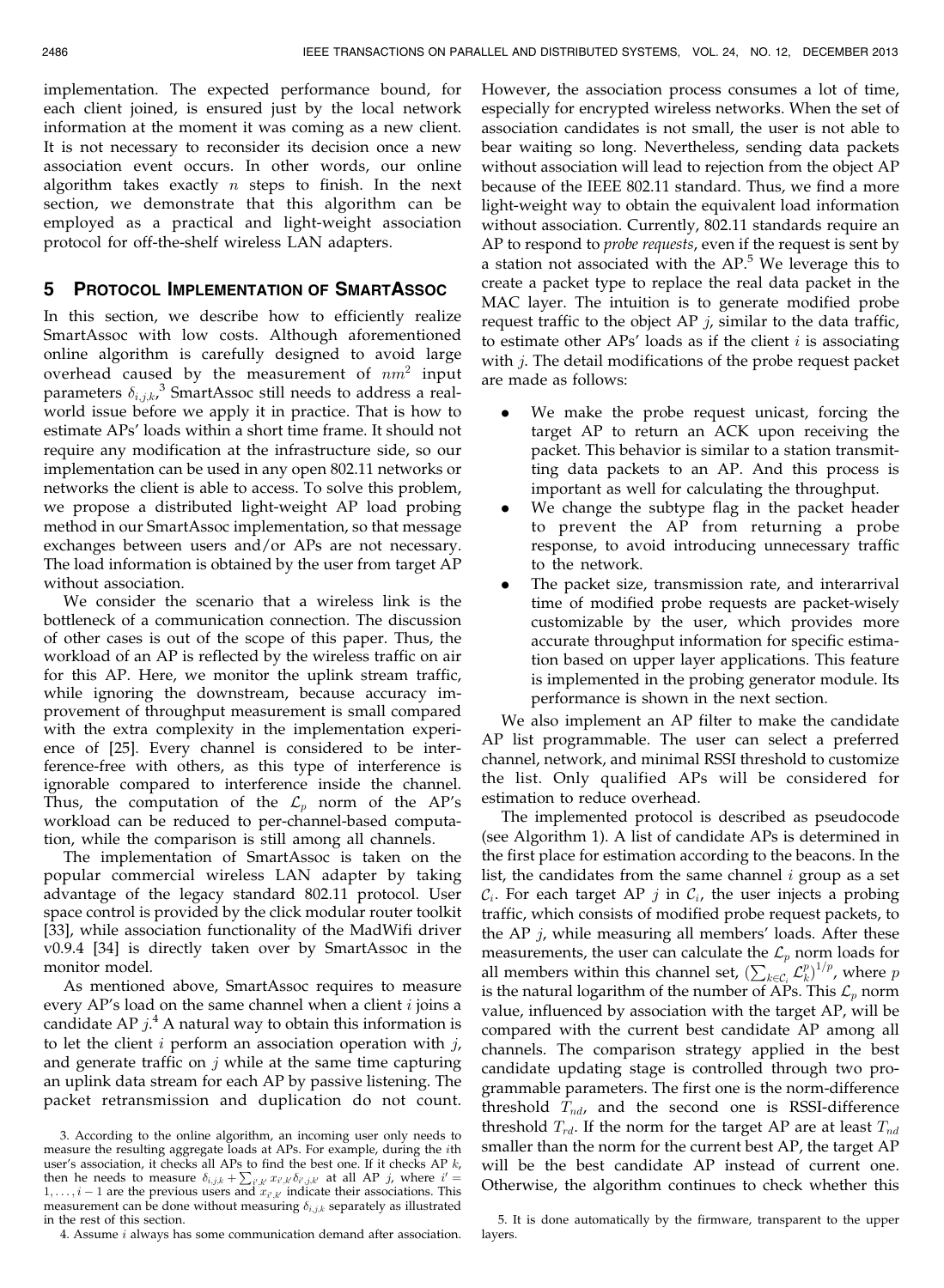implementation. The expected performance bound, for each client joined, is ensured just by the local network information at the moment it was coming as a new client. It is not necessary to reconsider its decision once a new association event occurs. In other words, our online algorithm takes exactly $n$ steps to finish. In the next section, we demonstrate that this algorithm can be employed as a practical and light-weight association protocol for off-the-shelf wireless LAN adapters.

## 5 Protocol Implementation of SmartAssoc

In this section, we describe how to efficiently realize SmartAssoc with low costs. Although aforementioned online algorithm is carefully designed to avoid large overhead caused by the measurement of $nm^2$ input parameters $\delta_{i,j,k}$,[3] SmartAssoc still needs to address a real-world issue before we apply it in practice. That is how to estimate APs' loads within a short time frame. It should not require any modification at the infrastructure side, so our implementation can be used in any open 802.11 networks or networks the client is able to access. To solve this problem, we propose a distributed light-weight AP load probing method in our SmartAssoc implementation, so that message exchanges between users and/or APs are not necessary. The load information is obtained by the user from target AP without association.

We consider the scenario that a wireless link is the bottleneck of a communication connection. The discussion of other cases is out of the scope of this paper. Thus, the workload of an AP is reflected by the wireless traffic on air for this AP. Here, we monitor the uplink stream traffic, while ignoring the downstream, because accuracy improvement of throughput measurement is small compared with the extra complexity in the implementation experience of [25]. Every channel is considered to be interference-free with others, as this type of interference is ignorable compared to interference inside the channel. Thus, the computation of the $\mathcal{L}_p$ norm of the AP's workload can be reduced to per-channel-based computation, while the comparison is still among all channels.

The implementation of SmartAssoc is taken on the popular commercial wireless LAN adapter by taking advantage of the legacy standard 802.11 protocol. User space control is provided by the click modular router toolkit [33], while association functionality of the MadWifi driver v0.9.4 [34] is directly taken over by SmartAssoc in the monitor model.

As mentioned above, SmartAssoc requires to measure every AP's load on the same channel when a client $i$ joins a candidate AP $j$.[4] A natural way to obtain this information is to let the client $i$ perform an association operation with $j$, and generate traffic on $j$ while at the same time capturing an uplink data stream for each AP by passive listening. The packet retransmission and duplication do not count. However, the association process consumes a lot of time, especially for encrypted wireless networks. When the set of association candidates is not small, the user is not able to bear waiting so long. Nevertheless, sending data packets without association will lead to rejection from the object AP because of the IEEE 802.11 standard. Thus, we find a more light-weight way to obtain the equivalent load information without association. Currently, 802.11 standards require an AP to respond to *probe requests*, even if the request is sent by a station not associated with the AP.[5] We leverage this to create a packet type to replace the real data packet in the MAC layer. The intuition is to generate modified probe request traffic to the object AP $j$, similar to the data traffic, to estimate other APs' loads as if the client $i$ is associating with $j$. The detail modifications of the probe request packet are made as follows:

- We make the probe request unicast, forcing the target AP to return an ACK upon receiving the packet. This behavior is similar to a station transmitting data packets to an AP. And this process is important as well for calculating the throughput.
- We change the subtype flag in the packet header to prevent the AP from returning a probe response, to avoid introducing unnecessary traffic to the network.
- The packet size, transmission rate, and interarrival time of modified probe requests are packet-wisely customizable by the user, which provides more accurate throughput information for specific estimation based on upper layer applications. This feature is implemented in the probing generator module. Its performance is shown in the next section.

We also implement an AP filter to make the candidate AP list programmable. The user can select a preferred channel, network, and minimal RSSI threshold to customize the list. Only qualified APs will be considered for estimation to reduce overhead.

The implemented protocol is described as pseudocode (see Algorithm 1). A list of candidate APs is determined in the first place for estimation according to the beacons. In the list, the candidates from the same channel $i$ group as a set $\mathcal{C}_i$. For each target AP $j$ in $\mathcal{C}_i$, the user injects a probing traffic, which consists of modified probe request packets, to the AP $j$, while measuring all members' loads. After these measurements, the user can calculate the $\mathcal{L}_p$ norm loads for all members within this channel set, $(\sum_{k \in \mathcal{C}_i} \mathcal{L}_k^p)^{1/p}$, where $p$ is the natural logarithm of the number of APs. This $\mathcal{L}_p$ norm value, influenced by association with the target AP, will be compared with the current best candidate AP among all channels. The comparison strategy applied in the best candidate updating stage is controlled through two programmable parameters. The first one is the norm-difference threshold $T_{nd}$, and the second one is RSSI-difference threshold $T_{rd}$. If the norm for the target AP are at least $T_{nd}$ smaller than the norm for the current best AP, the target AP will be the best candidate AP instead of current one. Otherwise, the algorithm continues to check whether this

3. According to the online algorithm, an incoming user only needs to measure the resulting aggregate loads at APs. For example, during the $i$th user's association, it checks all APs to find the best one. If it checks AP $k$, then he needs to measure $\delta_{i,j,k} + \sum_{i',k'} x_{i',k'} \delta_{i',j,k'}$ at all AP $j$, where $i' = 1, \ldots, i-1$ are the previous users and $x_{i',k'}$ indicate their associations. This measurement can be done without measuring $\delta_{i,j,k}$ separately as illustrated in the rest of this section.

4. Assume $i$ always has some communication demand after association.

5. It is done automatically by the firmware, transparent to the upper layers.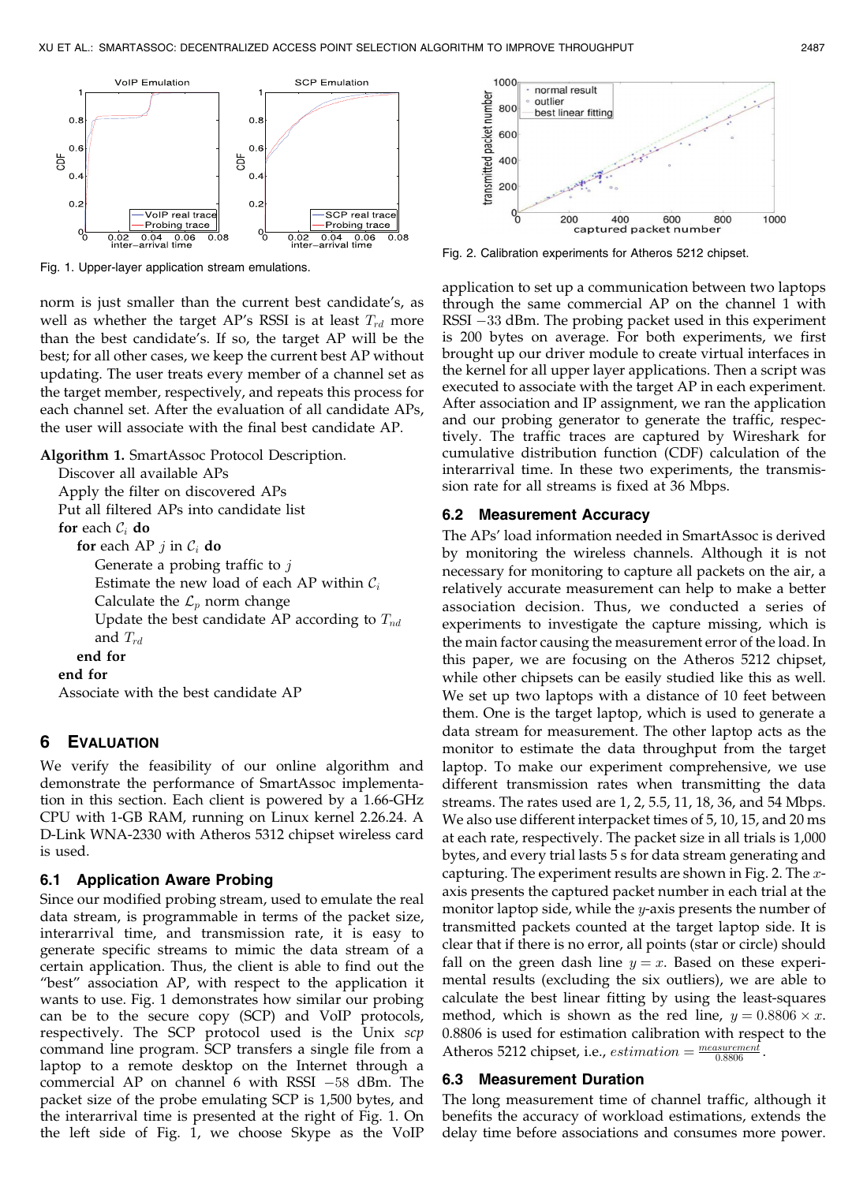Fig. 1. Upper-layer application stream emulations.

Fig. 2. Calibration experiments for Atheros 5212 chipset.

norm is just smaller than the current best candidate's, as well as whether the target AP's RSSI is at least $T_{rd}$ more than the best candidate's. If so, the target AP will be the best; for all other cases, we keep the current best AP without updating. The user treats every member of a channel set as the target member, respectively, and repeats this process for each channel set. After the evaluation of all candidate APs, the user will associate with the final best candidate AP.

**Algorithm 1.** SmartAssoc Protocol Description.

Discover all available APs
Apply the filter on discovered APs
Put all filtered APs into candidate list
**for** each $\mathcal{C}_i$ **do**
  **for** each AP $j$ in $\mathcal{C}_i$ **do**
    Generate a probing traffic to $j$
    Estimate the new load of each AP within $\mathcal{C}_i$
    Calculate the $\mathcal{L}_p$ norm change
    Update the best candidate AP according to $T_{nd}$ and $T_{rd}$
  **end for**
**end for**
Associate with the best candidate AP

## 6 Evaluation

We verify the feasibility of our online algorithm and demonstrate the performance of SmartAssoc implementation in this section. Each client is powered by a 1.66-GHz CPU with 1-GB RAM, running on Linux kernel 2.26.24. A D-Link WNA-2330 with Atheros 5312 chipset wireless card is used.

### 6.1 Application Aware Probing

Since our modified probing stream, used to emulate the real data stream, is programmable in terms of the packet size, interarrival time, and transmission rate, it is easy to generate specific streams to mimic the data stream of a certain application. Thus, the client is able to find out the "best" association AP, with respect to the application it wants to use. Fig. 1 demonstrates how similar our probing can be to the secure copy (SCP) and VoIP protocols, respectively. The SCP protocol used is the Unix *scp* command line program. SCP transfers a single file from a laptop to a remote desktop on the Internet through a commercial AP on channel 6 with RSSI $-58$ dBm. The packet size of the probe emulating SCP is 1,500 bytes, and the interarrival time is presented at the right of Fig. 1. On the left side of Fig. 1, we choose Skype as the VoIP application to set up a communication between two laptops through the same commercial AP on the channel 1 with RSSI $-33$ dBm. The probing packet used in this experiment is 200 bytes on average. For both experiments, we first brought up our driver module to create virtual interfaces in the kernel for all upper layer applications. Then a script was executed to associate with the target AP in each experiment. After association and IP assignment, we ran the application and our probing generator to generate the traffic, respectively. The traffic traces are captured by Wireshark for cumulative distribution function (CDF) calculation of the interarrival time. In these two experiments, the transmission rate for all streams is fixed at 36 Mbps.

### 6.2 Measurement Accuracy

The APs' load information needed in SmartAssoc is derived by monitoring the wireless channels. Although it is not necessary for monitoring to capture all packets on the air, a relatively accurate measurement can help to make a better association decision. Thus, we conducted a series of experiments to investigate the capture missing, which is the main factor causing the measurement error of the load. In this paper, we are focusing on the Atheros 5212 chipset, while other chipsets can be easily studied like this as well. We set up two laptops with a distance of 10 feet between them. One is the target laptop, which is used to generate a data stream for measurement. The other laptop acts as the monitor to estimate the data throughput from the target laptop. To make our experiment comprehensive, we use different transmission rates when transmitting the data streams. The rates used are 1, 2, 5.5, 11, 18, 36, and 54 Mbps. We also use different interpacket times of 5, 10, 15, and 20 ms at each rate, respectively. The packet size in all trials is 1,000 bytes, and every trial lasts 5 s for data stream generating and capturing. The experiment results are shown in Fig. 2. The $x$-axis presents the captured packet number in each trial at the monitor laptop side, while the $y$-axis presents the number of transmitted packets counted at the target laptop side. It is clear that if there is no error, all points (star or circle) should fall on the green dash line $y = x$. Based on these experimental results (excluding the six outliers), we are able to calculate the best linear fitting by using the least-squares method, which is shown as the red line, $y = 0.8806 \times x$. 0.8806 is used for estimation calibration with respect to the Atheros 5212 chipset, i.e., $estimation = \frac{measurement}{0.8806}$.

### 6.3 Measurement Duration

The long measurement time of channel traffic, although it benefits the accuracy of workload estimations, extends the delay time before associations and consumes more power.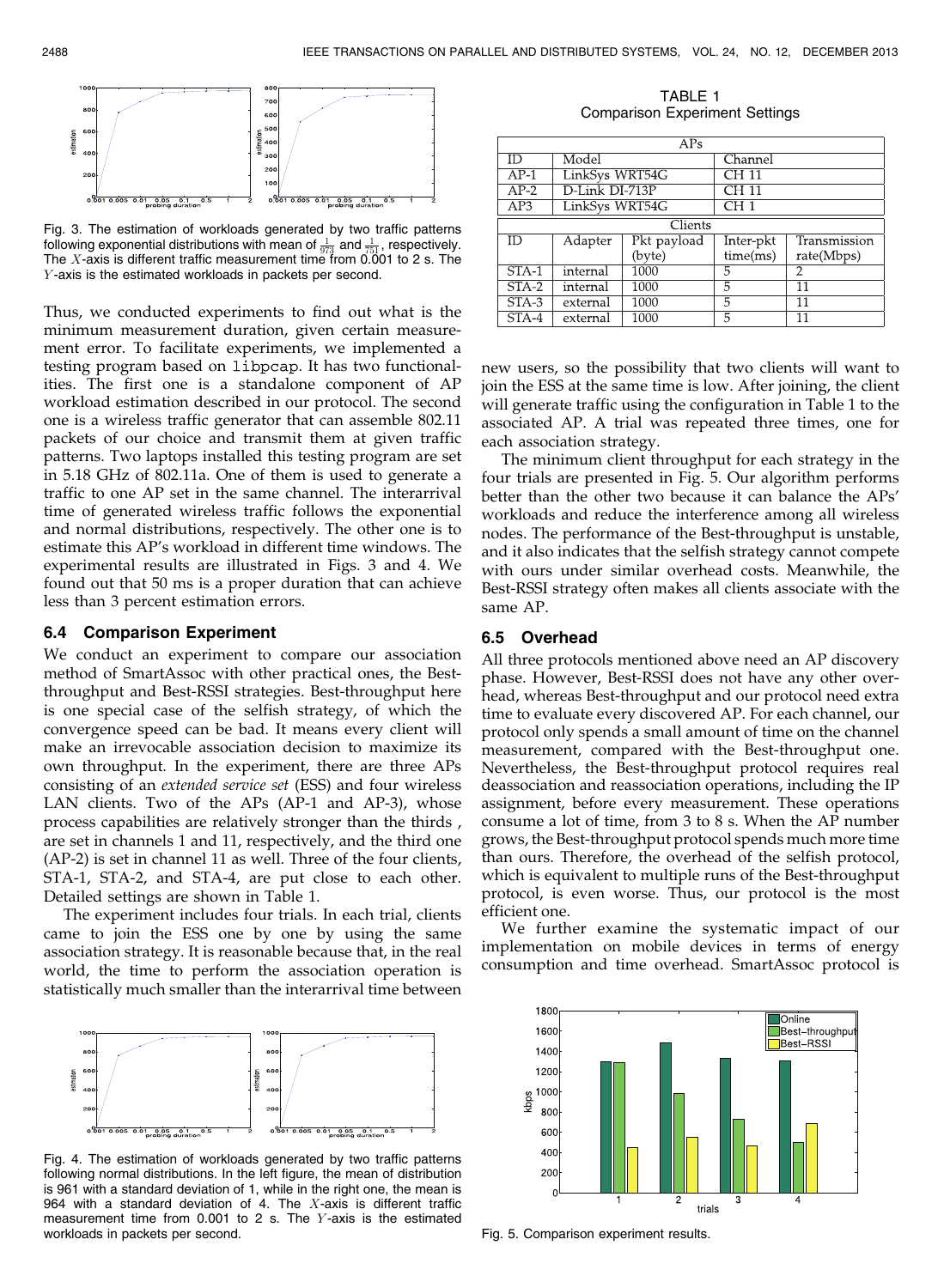Fig. 3. The estimation of workloads generated by two traffic patterns following exponential distributions with mean of $\frac{1}{973}$ and $\frac{1}{751}$, respectively. The $X$-axis is different traffic measurement time from 0.001 to 2 s. The $Y$-axis is the estimated workloads in packets per second.

Thus, we conducted experiments to find out what is the minimum measurement duration, given certain measurement error. To facilitate experiments, we implemented a testing program based on libpcap. It has two functionalities. The first one is a standalone component of AP workload estimation described in our protocol. The second one is a wireless traffic generator that can assemble 802.11 packets of our choice and transmit them at given traffic patterns. Two laptops installed this testing program are set in 5.18 GHz of 802.11a. One of them is used to generate a traffic to one AP set in the same channel. The interarrival time of generated wireless traffic follows the exponential and normal distributions, respectively. The other one is to estimate this AP's workload in different time windows. The experimental results are illustrated in Figs. 3 and 4. We found out that 50 ms is a proper duration that can achieve less than 3 percent estimation errors.

### 6.4 Comparison Experiment

We conduct an experiment to compare our association method of SmartAssoc with other practical ones, the Best-throughput and Best-RSSI strategies. Best-throughput here is one special case of the selfish strategy, of which the convergence speed can be bad. It means every client will make an irrevocable association decision to maximize its own throughput. In the experiment, there are three APs consisting of an *extended service set* (ESS) and four wireless LAN clients. Two of the APs (AP-1 and AP-3), whose process capabilities are relatively stronger than the thirds , are set in channels 1 and 11, respectively, and the third one (AP-2) is set in channel 11 as well. Three of the four clients, STA-1, STA-2, and STA-4, are put close to each other. Detailed settings are shown in Table 1.

The experiment includes four trials. In each trial, clients came to join the ESS one by one by using the same association strategy. It is reasonable because that, in the real world, the time to perform the association operation is statistically much smaller than the interarrival time between new users, so the possibility that two clients will want to join the ESS at the same time is low. After joining, the client will generate traffic using the configuration in Table 1 to the associated AP. A trial was repeated three times, one for each association strategy.

TABLE 1
Comparison Experiment Settings

| APs | | | | |
|---|---|---|---|---|
| ID | Model | | Channel | |
| AP-1 | LinkSys WRT54G | | CH 11 | |
| AP-2 | D-Link DI-713P | | CH 11 | |
| AP3 | LinkSys WRT54G | | CH 1 | |
| **Clients** | | | | |
| ID | Adapter | Pkt payload (byte) | Inter-pkt time(ms) | Transmission rate(Mbps) |
| STA-1 | internal | 1000 | 5 | 2 |
| STA-2 | internal | 1000 | 5 | 11 |
| STA-3 | external | 1000 | 5 | 11 |
| STA-4 | external | 1000 | 5 | 11 |

The minimum client throughput for each strategy in the four trials are presented in Fig. 5. Our algorithm performs better than the other two because it can balance the APs' workloads and reduce the interference among all wireless nodes. The performance of the Best-throughput is unstable, and it also indicates that the selfish strategy cannot compete with ours under similar overhead costs. Meanwhile, the Best-RSSI strategy often makes all clients associate with the same AP.

### 6.5 Overhead

All three protocols mentioned above need an AP discovery phase. However, Best-RSSI does not have any other overhead, whereas Best-throughput and our protocol need extra time to evaluate every discovered AP. For each channel, our protocol only spends a small amount of time on the channel measurement, compared with the Best-throughput one. Nevertheless, the Best-throughput protocol requires real deassociation and reassociation operations, including the IP assignment, before every measurement. These operations consume a lot of time, from 3 to 8 s. When the AP number grows, the Best-throughput protocol spends much more time than ours. Therefore, the overhead of the selfish protocol, which is equivalent to multiple runs of the Best-throughput protocol, is even worse. Thus, our protocol is the most efficient one.

We further examine the systematic impact of our implementation on mobile devices in terms of energy consumption and time overhead. SmartAssoc protocol is

Fig. 4. The estimation of workloads generated by two traffic patterns following normal distributions. In the left figure, the mean of distribution is 961 with a standard deviation of 1, while in the right one, the mean is 964 with a standard deviation of 4. The $X$-axis is different traffic measurement time from 0.001 to 2 s. The $Y$-axis is the estimated workloads in packets per second.

Fig. 5. Comparison experiment results.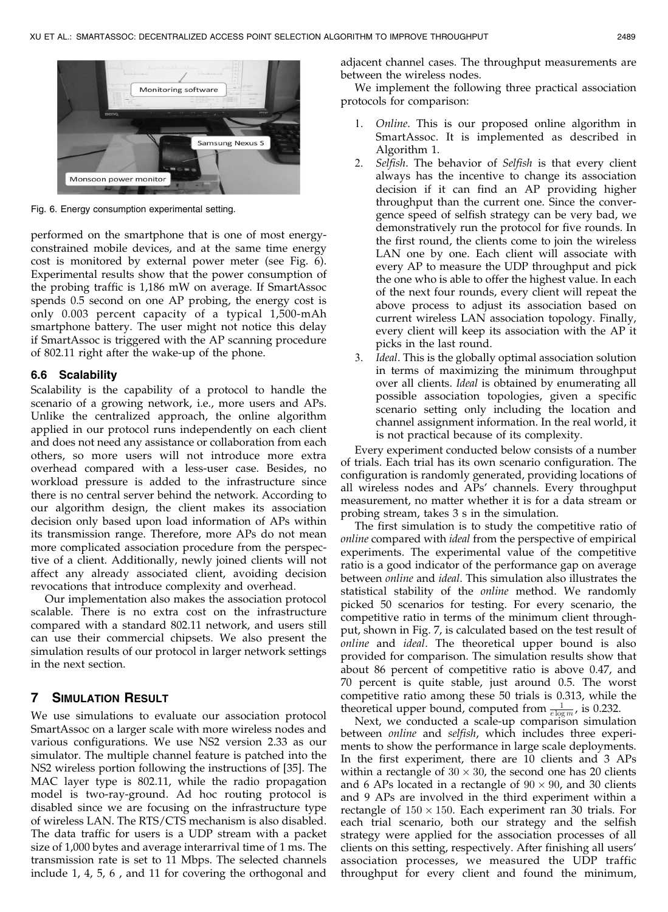Monitoring software

Samsung Nexus S

Monsoon power monitor

Fig. 6. Energy consumption experimental setting.

performed on the smartphone that is one of most energy-constrained mobile devices, and at the same time energy cost is monitored by external power meter (see Fig. 6). Experimental results show that the power consumption of the probing traffic is 1,186 mW on average. If SmartAssoc spends 0.5 second on one AP probing, the energy cost is only 0.003 percent capacity of a typical 1,500-mAh smartphone battery. The user might not notice this delay if SmartAssoc is triggered with the AP scanning procedure of 802.11 right after the wake-up of the phone.

### 6.6 Scalability

Scalability is the capability of a protocol to handle the scenario of a growing network, i.e., more users and APs. Unlike the centralized approach, the online algorithm applied in our protocol runs independently on each client and does not need any assistance or collaboration from each others, so more users will not introduce more extra overhead compared with a less-user case. Besides, no workload pressure is added to the infrastructure since there is no central server behind the network. According to our algorithm design, the client makes its association decision only based upon load information of APs within its transmission range. Therefore, more APs do not mean more complicated association procedure from the perspective of a client. Additionally, newly joined clients will not affect any already associated client, avoiding decision revocations that introduce complexity and overhead.

Our implementation also makes the association protocol scalable. There is no extra cost on the infrastructure compared with a standard 802.11 network, and users still can use their commercial chipsets. We also present the simulation results of our protocol in larger network settings in the next section.

## 7 Simulation Result

We use simulations to evaluate our association protocol SmartAssoc on a larger scale with more wireless nodes and various configurations. We use NS2 version 2.33 as our simulator. The multiple channel feature is patched into the NS2 wireless portion following the instructions of [35]. The MAC layer type is 802.11, while the radio propagation model is two-ray-ground. Ad hoc routing protocol is disabled since we are focusing on the infrastructure type of wireless LAN. The RTS/CTS mechanism is also disabled. The data traffic for users is a UDP stream with a packet size of 1,000 bytes and average interarrival time of 1 ms. The transmission rate is set to 11 Mbps. The selected channels include 1, 4, 5, 6 , and 11 for covering the orthogonal and adjacent channel cases. The throughput measurements are between the wireless nodes.

We implement the following three practical association protocols for comparison:

1. *Online*. This is our proposed online algorithm in SmartAssoc. It is implemented as described in Algorithm 1.
2. *Selfish*. The behavior of *Selfish* is that every client always has the incentive to change its association decision if it can find an AP providing higher throughput than the current one. Since the convergence speed of selfish strategy can be very bad, we demonstratively run the protocol for five rounds. In the first round, the clients come to join the wireless LAN one by one. Each client will associate with every AP to measure the UDP throughput and pick the one who is able to offer the highest value. In each of the next four rounds, every client will repeat the above process to adjust its association based on current wireless LAN association topology. Finally, every client will keep its association with the AP it picks in the last round.
3. *Ideal*. This is the globally optimal association solution in terms of maximizing the minimum throughput over all clients. *Ideal* is obtained by enumerating all possible association topologies, given a specific scenario setting only including the location and channel assignment information. In the real world, it is not practical because of its complexity.

Every experiment conducted below consists of a number of trials. Each trial has its own scenario configuration. The configuration is randomly generated, providing locations of all wireless nodes and APs' channels. Every throughput measurement, no matter whether it is for a data stream or probing stream, takes 3 s in the simulation.

The first simulation is to study the competitive ratio of *online* compared with *ideal* from the perspective of empirical experiments. The experimental value of the competitive ratio is a good indicator of the performance gap on average between *online* and *ideal*. This simulation also illustrates the statistical stability of the *online* method. We randomly picked 50 scenarios for testing. For every scenario, the competitive ratio in terms of the minimum client throughput, shown in Fig. 7, is calculated based on the test result of *online* and *ideal*. The theoretical upper bound is also provided for comparison. The simulation results show that about 86 percent of competitive ratio is above 0.47, and 70 percent is quite stable, just around 0.5. The worst competitive ratio among these 50 trials is 0.313, while the theoretical upper bound, computed from $\frac{1}{e \log m}$, is 0.232.

Next, we conducted a scale-up comparison simulation between *online* and *selfish*, which includes three experiments to show the performance in large scale deployments. In the first experiment, there are 10 clients and 3 APs within a rectangle of $30 \times 30$, the second one has 20 clients and 6 APs located in a rectangle of $90 \times 90$, and 30 clients and 9 APs are involved in the third experiment within a rectangle of $150 \times 150$. Each experiment ran 30 trials. For each trial scenario, both our strategy and the selfish strategy were applied for the association processes of all clients on this setting, respectively. After finishing all users' association processes, we measured the UDP traffic throughput for every client and found the minimum,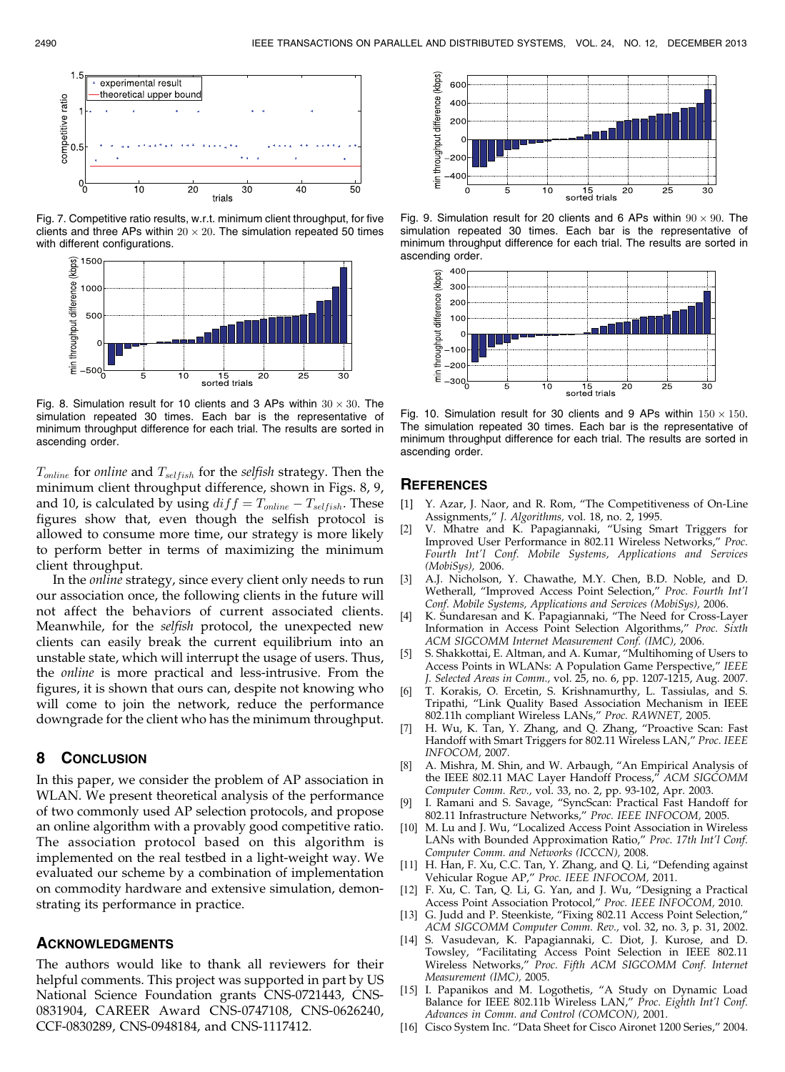Fig. 7. Competitive ratio results, w.r.t. minimum client throughput, for five clients and three APs within $20 \times 20$. The simulation repeated 50 times with different configurations.

Fig. 8. Simulation result for 10 clients and 3 APs within $30 \times 30$. The simulation repeated 30 times. Each bar is the representative of minimum throughput difference for each trial. The results are sorted in ascending order.

Fig. 9. Simulation result for 20 clients and 6 APs within $90 \times 90$. The simulation repeated 30 times. Each bar is the representative of minimum throughput difference for each trial. The results are sorted in ascending order.

Fig. 10. Simulation result for 30 clients and 9 APs within $150 \times 150$. The simulation repeated 30 times. Each bar is the representative of minimum throughput difference for each trial. The results are sorted in ascending order.

$T_{online}$ for *online* and $T_{selfish}$ for the *selfish* strategy. Then the minimum client throughput difference, shown in Figs. 8, 9, and 10, is calculated by using $diff = T_{online} - T_{selfish}$. These figures show that, even though the selfish protocol is allowed to consume more time, our strategy is more likely to perform better in terms of maximizing the minimum client throughput.

In the *online* strategy, since every client only needs to run our association once, the following clients in the future will not affect the behaviors of current associated clients. Meanwhile, for the *selfish* protocol, the unexpected new clients can easily break the current equilibrium into an unstable state, which will interrupt the usage of users. Thus, the *online* is more practical and less-intrusive. From the figures, it is shown that ours can, despite not knowing who will come to join the network, reduce the performance downgrade for the client who has the minimum throughput.

## 8 Conclusion

In this paper, we consider the problem of AP association in WLAN. We present theoretical analysis of the performance of two commonly used AP selection protocols, and propose an online algorithm with a provably good competitive ratio. The association protocol based on this algorithm is implemented on the real testbed in a light-weight way. We evaluated our scheme by a combination of implementation on commodity hardware and extensive simulation, demonstrating its performance in practice.

## Acknowledgments

The authors would like to thank all reviewers for their helpful comments. This project was supported in part by US National Science Foundation grants CNS-0721443, CNS-0831904, CAREER Award CNS-0747108, CNS-0626240, CCF-0830289, CNS-0948184, and CNS-1117412.

## References

[1] Y. Azar, J. Naor, and R. Rom, "The Competitiveness of On-Line Assignments," *J. Algorithms*, vol. 18, no. 2, 1995.

[2] V. Mhatre and K. Papagiannaki, "Using Smart Triggers for Improved User Performance in 802.11 Wireless Networks," *Proc. Fourth Int'l Conf. Mobile Systems, Applications and Services (MobiSys)*, 2006.

[3] A.J. Nicholson, Y. Chawathe, M.Y. Chen, B.D. Noble, and D. Wetherall, "Improved Access Point Selection," *Proc. Fourth Int'l Conf. Mobile Systems, Applications and Services (MobiSys)*, 2006.

[4] K. Sundaresan and K. Papagiannaki, "The Need for Cross-Layer Information in Access Point Selection Algorithms," *Proc. Sixth ACM SIGCOMM Internet Measurement Conf. (IMC)*, 2006.

[5] S. Shakkottai, E. Altman, and A. Kumar, "Multihoming of Users to Access Points in WLANs: A Population Game Perspective," *IEEE J. Selected Areas in Comm.*, vol. 25, no. 6, pp. 1207-1215, Aug. 2007.

[6] T. Korakis, O. Ercetin, S. Krishnamurthy, L. Tassiulas, and S. Tripathi, "Link Quality Based Association Mechanism in IEEE 802.11h compliant Wireless LANs," *Proc. RAWNET*, 2005.

[7] H. Wu, K. Tan, Y. Zhang, and Q. Zhang, "Proactive Scan: Fast Handoff with Smart Triggers for 802.11 Wireless LAN," *Proc. IEEE INFOCOM*, 2007.

[8] A. Mishra, M. Shin, and W. Arbaugh, "An Empirical Analysis of the IEEE 802.11 MAC Layer Handoff Process," *ACM SIGCOMM Computer Comm. Rev.*, vol. 33, no. 2, pp. 93-102, Apr. 2003.

[9] I. Ramani and S. Savage, "SyncScan: Practical Fast Handoff for 802.11 Infrastructure Networks," *Proc. IEEE INFOCOM*, 2005.

[10] M. Lu and J. Wu, "Localized Access Point Association in Wireless LANs with Bounded Approximation Ratio," *Proc. 17th Int'l Conf. Computer Comm. and Networks (ICCCN)*, 2008.

[11] H. Han, F. Xu, C.C. Tan, Y. Zhang, and Q. Li, "Defending against Vehicular Rogue AP," *Proc. IEEE INFOCOM*, 2011.

[12] F. Xu, C. Tan, Q. Li, G. Yan, and J. Wu, "Designing a Practical Access Point Association Protocol," *Proc. IEEE INFOCOM*, 2010.

[13] G. Judd and P. Steenkiste, "Fixing 802.11 Access Point Selection," *ACM SIGCOMM Computer Comm. Rev.*, vol. 32, no. 3, p. 31, 2002.

[14] S. Vasudevan, K. Papagiannaki, C. Diot, J. Kurose, and D. Towsley, "Facilitating Access Point Selection in IEEE 802.11 Wireless Networks," *Proc. Fifth ACM SIGCOMM Conf. Internet Measurement (IMC)*, 2005.

[15] I. Papanikos and M. Logothetis, "A Study on Dynamic Load Balance for IEEE 802.11b Wireless LAN," *Proc. Eighth Int'l Conf. Advances in Comm. and Control (COMCON)*, 2001.

[16] Cisco System Inc. "Data Sheet for Cisco Aironet 1200 Series," 2004.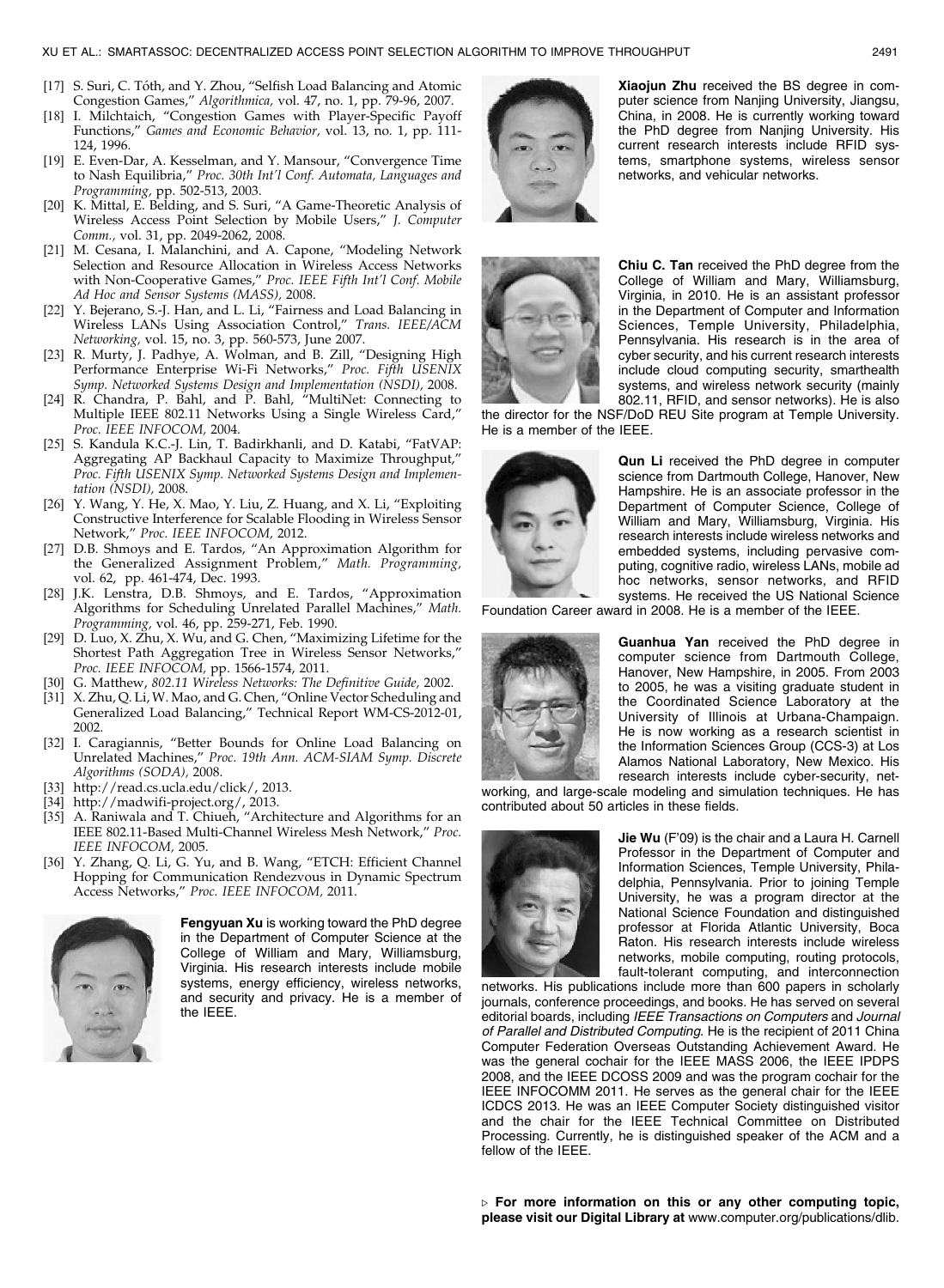[17] S. Suri, C. Tóth, and Y. Zhou, "Selfish Load Balancing and Atomic Congestion Games," *Algorithmica,* vol. 47, no. 1, pp. 79-96, 2007.

[18] I. Milchtaich, "Congestion Games with Player-Specific Payoff Functions," *Games and Economic Behavior,* vol. 13, no. 1, pp. 111-124, 1996.

[19] E. Even-Dar, A. Kesselman, and Y. Mansour, "Convergence Time to Nash Equilibria," *Proc. 30th Int'l Conf. Automata, Languages and Programming,* pp. 502-513, 2003.

[20] K. Mittal, E. Belding, and S. Suri, "A Game-Theoretic Analysis of Wireless Access Point Selection by Mobile Users," *J. Computer Comm.,* vol. 31, pp. 2049-2062, 2008.

[21] M. Cesana, I. Malanchini, and A. Capone, "Modeling Network Selection and Resource Allocation in Wireless Access Networks with Non-Cooperative Games," *Proc. IEEE Fifth Int'l Conf. Mobile Ad Hoc and Sensor Systems (MASS),* 2008.

[22] Y. Bejerano, S.-J. Han, and L. Li, "Fairness and Load Balancing in Wireless LANs Using Association Control," *Trans. IEEE/ACM Networking,* vol. 15, no. 3, pp. 560-573, June 2007.

[23] R. Murty, J. Padhye, A. Wolman, and B. Zill, "Designing High Performance Enterprise Wi-Fi Networks," *Proc. Fifth USENIX Symp. Networked Systems Design and Implementation (NSDI),* 2008.

[24] R. Chandra, P. Bahl, and P. Bahl, "MultiNet: Connecting to Multiple IEEE 802.11 Networks Using a Single Wireless Card," *Proc. IEEE INFOCOM,* 2004.

[25] S. Kandula K.C.-J. Lin, T. Badirkhanli, and D. Katabi, "FatVAP: Aggregating AP Backhaul Capacity to Maximize Throughput," *Proc. Fifth USENIX Symp. Networked Systems Design and Implementation (NSDI),* 2008.

[26] Y. Wang, Y. He, X. Mao, Y. Liu, Z. Huang, and X. Li, "Exploiting Constructive Interference for Scalable Flooding in Wireless Sensor Network," *Proc. IEEE INFOCOM,* 2012.

[27] D.B. Shmoys and E. Tardos, "An Approximation Algorithm for the Generalized Assignment Problem," *Math. Programming,* vol. 62, pp. 461-474, Dec. 1993.

[28] J.K. Lenstra, D.B. Shmoys, and E. Tardos, "Approximation Algorithms for Scheduling Unrelated Parallel Machines," *Math. Programming,* vol. 46, pp. 259-271, Feb. 1990.

[29] D. Luo, X. Zhu, X. Wu, and G. Chen, "Maximizing Lifetime for the Shortest Path Aggregation Tree in Wireless Sensor Networks," *Proc. IEEE INFOCOM,* pp. 1566-1574, 2011.

[30] G. Matthew, *802.11 Wireless Networks: The Definitive Guide,* 2002.

[31] X. Zhu, Q. Li, W. Mao, and G. Chen, "Online Vector Scheduling and Generalized Load Balancing," Technical Report WM-CS-2012-01, 2002.

[32] I. Caragiannis, "Better Bounds for Online Load Balancing on Unrelated Machines," *Proc. 19th Ann. ACM-SIAM Symp. Discrete Algorithms (SODA),* 2008.

[33] http://read.cs.ucla.edu/click/, 2013.

[34] http://madwifi-project.org/, 2013.

[35] A. Raniwala and T. Chiueh, "Architecture and Algorithms for an IEEE 802.11-Based Multi-Channel Wireless Mesh Network," *Proc. IEEE INFOCOM,* 2005.

[36] Y. Zhang, Q. Li, G. Yu, and B. Wang, "ETCH: Efficient Channel Hopping for Communication Rendezvous in Dynamic Spectrum Access Networks," *Proc. IEEE INFOCOM,* 2011.

**Fengyuan Xu** is working toward the PhD degree in the Department of Computer Science at the College of William and Mary, Williamsburg, Virginia. His research interests include mobile systems, energy efficiency, wireless networks, and security and privacy. He is a member of the IEEE.

**Xiaojun Zhu** received the BS degree in computer science from Nanjing University, Jiangsu, China, in 2008. He is currently working toward the PhD degree from Nanjing University. His current research interests include RFID systems, smartphone systems, wireless sensor networks, and vehicular networks.

**Chiu C. Tan** received the PhD degree from the College of William and Mary, Williamsburg, Virginia, in 2010. He is an assistant professor in the Department of Computer and Information Sciences, Temple University, Philadelphia, Pennsylvania. His research is in the area of cyber security, and his current research interests include cloud computing security, smarthealth systems, and wireless network security (mainly 802.11, RFID, and sensor networks). He is also the director for the NSF/DoD REU Site program at Temple University. He is a member of the IEEE.

**Qun Li** received the PhD degree in computer science from Dartmouth College, Hanover, New Hampshire. He is an associate professor in the Department of Computer Science, College of William and Mary, Williamsburg, Virginia. His research interests include wireless networks and embedded systems, including pervasive computing, cognitive radio, wireless LANs, mobile ad hoc networks, sensor networks, and RFID systems. He received the US National Science Foundation Career award in 2008. He is a member of the IEEE.

**Guanhua Yan** received the PhD degree in computer science from Dartmouth College, Hanover, New Hampshire, in 2005. From 2003 to 2005, he was a visiting graduate student in the Coordinated Science Laboratory at the University of Illinois at Urbana-Champaign. He is now working as a research scientist in the Information Sciences Group (CCS-3) at Los Alamos National Laboratory, New Mexico. His research interests include cyber-security, networking, and large-scale modeling and simulation techniques. He has contributed about 50 articles in these fields.

**Jie Wu** (F'09) is the chair and a Laura H. Carnell Professor in the Department of Computer and Information Sciences, Temple University, Philadelphia, Pennsylvania. Prior to joining Temple University, he was a program director at the National Science Foundation and distinguished professor at Florida Atlantic University, Boca Raton. His research interests include wireless networks, mobile computing, routing protocols, fault-tolerant computing, and interconnection networks. His publications include more than 600 papers in scholarly journals, conference proceedings, and books. He has served on several editorial boards, including *IEEE Transactions on Computers* and *Journal of Parallel and Distributed Computing*. He is the recipient of 2011 China Computer Federation Overseas Outstanding Achievement Award. He was the general cochair for the IEEE MASS 2006, the IEEE IPDPS 2008, and the IEEE DCOSS 2009 and was the program cochair for the IEEE INFOCOMM 2011. He serves as the general chair for the IEEE ICDCS 2013. He was an IEEE Computer Society distinguished visitor and the chair for the IEEE Technical Committee on Distributed Processing. Currently, he is distinguished speaker of the ACM and a fellow of the IEEE.

▷ **For more information on this or any other computing topic, please visit our Digital Library at** www.computer.org/publications/dlib.